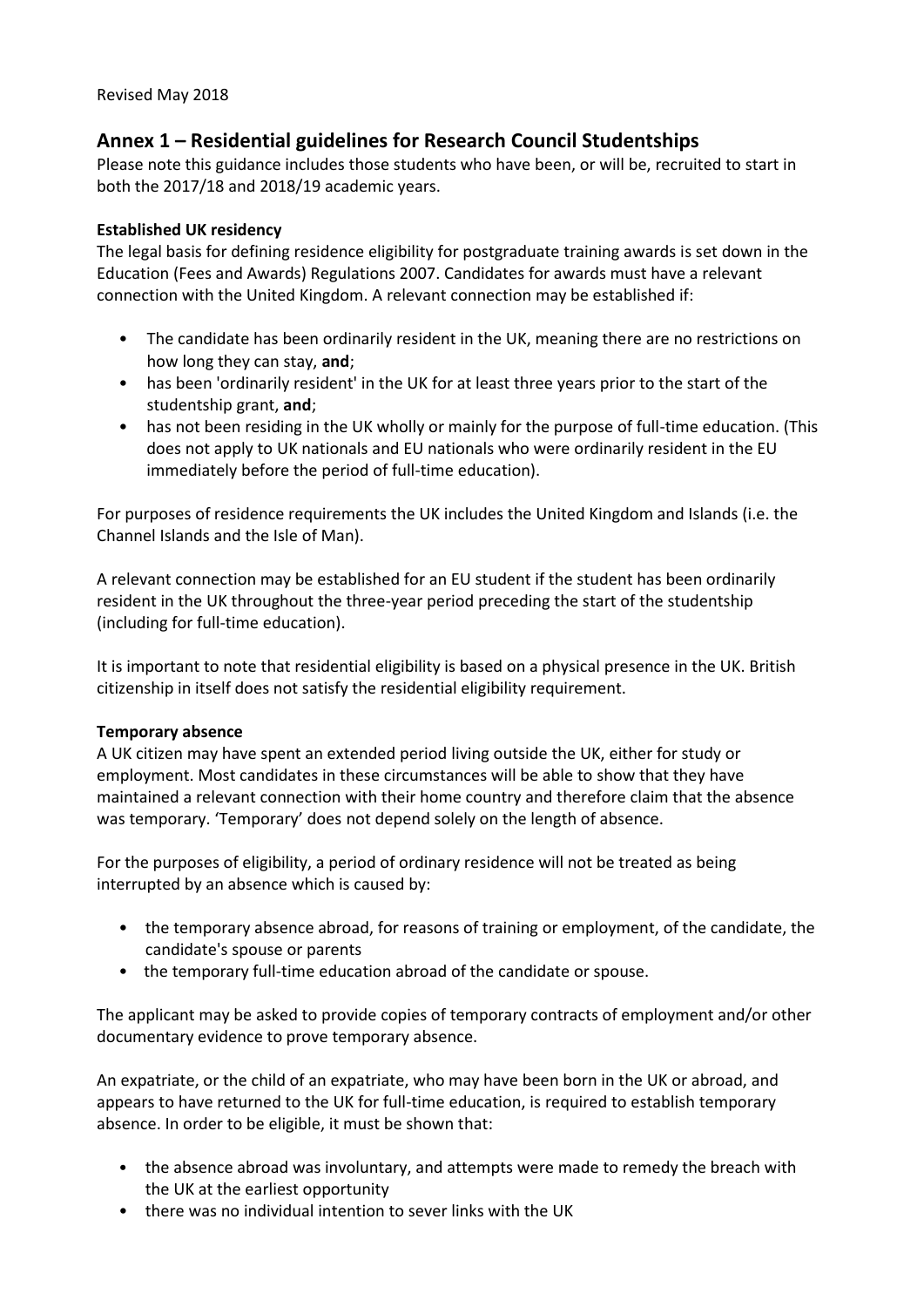Revised May 2018

## Annex 1 – Residential guidelines for Research Council Studentships

Please note this guidance includes those students who have been, or will be, recruited to start in both the 2017/18 and 2018/19 academic years.

**Established UK residency**

The legal basis for defining residence eligibility for postgraduate training awards is set down in the Education (Fees and Awards) Regulations 2007. Candidates for awards must have a relevant connection with the United Kingdom. A relevant connection may be established if:

- The candidate has been ordinarily resident in the UK, meaning there are no restrictions on how long they can stay, **and**;
- has been 'ordinarily resident' in the UK for at least three years prior to the start of the studentship grant, **and**;
- has not been residing in the UK wholly or mainly for the purpose of full-time education. (This does not apply to UK nationals and EU nationals who were ordinarily resident in the EU immediately before the period of full-time education).

For purposes of residence requirements the UK includes the United Kingdom and Islands (i.e. the Channel Islands and the Isle of Man).

A relevant connection may be established for an EU student if the student has been ordinarily resident in the UK throughout the three-year period preceding the start of the studentship (including for full-time education).

It is important to note that residential eligibility is based on a physical presence in the UK. British citizenship in itself does not satisfy the residential eligibility requirement.

**Temporary absence**

A UK citizen may have spent an extended period living outside the UK, either for study or employment. Most candidates in these circumstances will be able to show that they have maintained a relevant connection with their home country and therefore claim that the absence was temporary. 'Temporary' does not depend solely on the length of absence.

For the purposes of eligibility, a period of ordinary residence will not be treated as being interrupted by an absence which is caused by:

- the temporary absence abroad, for reasons of training or employment, of the candidate, the candidate's spouse or parents
- the temporary full-time education abroad of the candidate or spouse.

The applicant may be asked to provide copies of temporary contracts of employment and/or other documentary evidence to prove temporary absence.

An expatriate, or the child of an expatriate, who may have been born in the UK or abroad, and appears to have returned to the UK for full-time education, is required to establish temporary absence. In order to be eligible, it must be shown that:

- the absence abroad was involuntary, and attempts were made to remedy the breach with the UK at the earliest opportunity
- there was no individual intention to sever links with the UK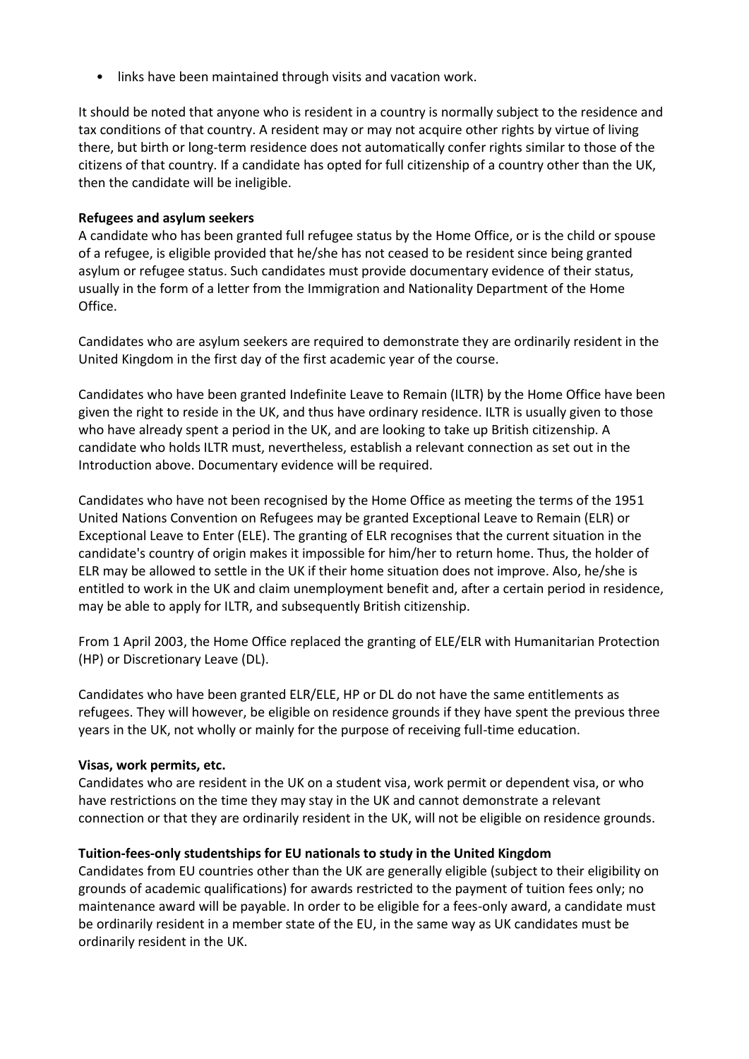- links have been maintained through visits and vacation work.

It should be noted that anyone who is resident in a country is normally subject to the residence and tax conditions of that country. A resident may or may not acquire other rights by virtue of living there, but birth or long-term residence does not automatically confer rights similar to those of the citizens of that country. If a candidate has opted for full citizenship of a country other than the UK, then the candidate will be ineligible.

**Refugees and asylum seekers**

A candidate who has been granted full refugee status by the Home Office, or is the child or spouse of a refugee, is eligible provided that he/she has not ceased to be resident since being granted asylum or refugee status. Such candidates must provide documentary evidence of their status, usually in the form of a letter from the Immigration and Nationality Department of the Home Office.

Candidates who are asylum seekers are required to demonstrate they are ordinarily resident in the United Kingdom in the first day of the first academic year of the course.

Candidates who have been granted Indefinite Leave to Remain (ILTR) by the Home Office have been given the right to reside in the UK, and thus have ordinary residence. ILTR is usually given to those who have already spent a period in the UK, and are looking to take up British citizenship. A candidate who holds ILTR must, nevertheless, establish a relevant connection as set out in the Introduction above. Documentary evidence will be required.

Candidates who have not been recognised by the Home Office as meeting the terms of the 1951 United Nations Convention on Refugees may be granted Exceptional Leave to Remain (ELR) or Exceptional Leave to Enter (ELE). The granting of ELR recognises that the current situation in the candidate's country of origin makes it impossible for him/her to return home. Thus, the holder of ELR may be allowed to settle in the UK if their home situation does not improve. Also, he/she is entitled to work in the UK and claim unemployment benefit and, after a certain period in residence, may be able to apply for ILTR, and subsequently British citizenship.

From 1 April 2003, the Home Office replaced the granting of ELE/ELR with Humanitarian Protection (HP) or Discretionary Leave (DL).

Candidates who have been granted ELR/ELE, HP or DL do not have the same entitlements as refugees. They will however, be eligible on residence grounds if they have spent the previous three years in the UK, not wholly or mainly for the purpose of receiving full-time education.

**Visas, work permits, etc.**

Candidates who are resident in the UK on a student visa, work permit or dependent visa, or who have restrictions on the time they may stay in the UK and cannot demonstrate a relevant connection or that they are ordinarily resident in the UK, will not be eligible on residence grounds.

**Tuition-fees-only studentships for EU nationals to study in the United Kingdom**

Candidates from EU countries other than the UK are generally eligible (subject to their eligibility on grounds of academic qualifications) for awards restricted to the payment of tuition fees only; no maintenance award will be payable. In order to be eligible for a fees-only award, a candidate must be ordinarily resident in a member state of the EU, in the same way as UK candidates must be ordinarily resident in the UK.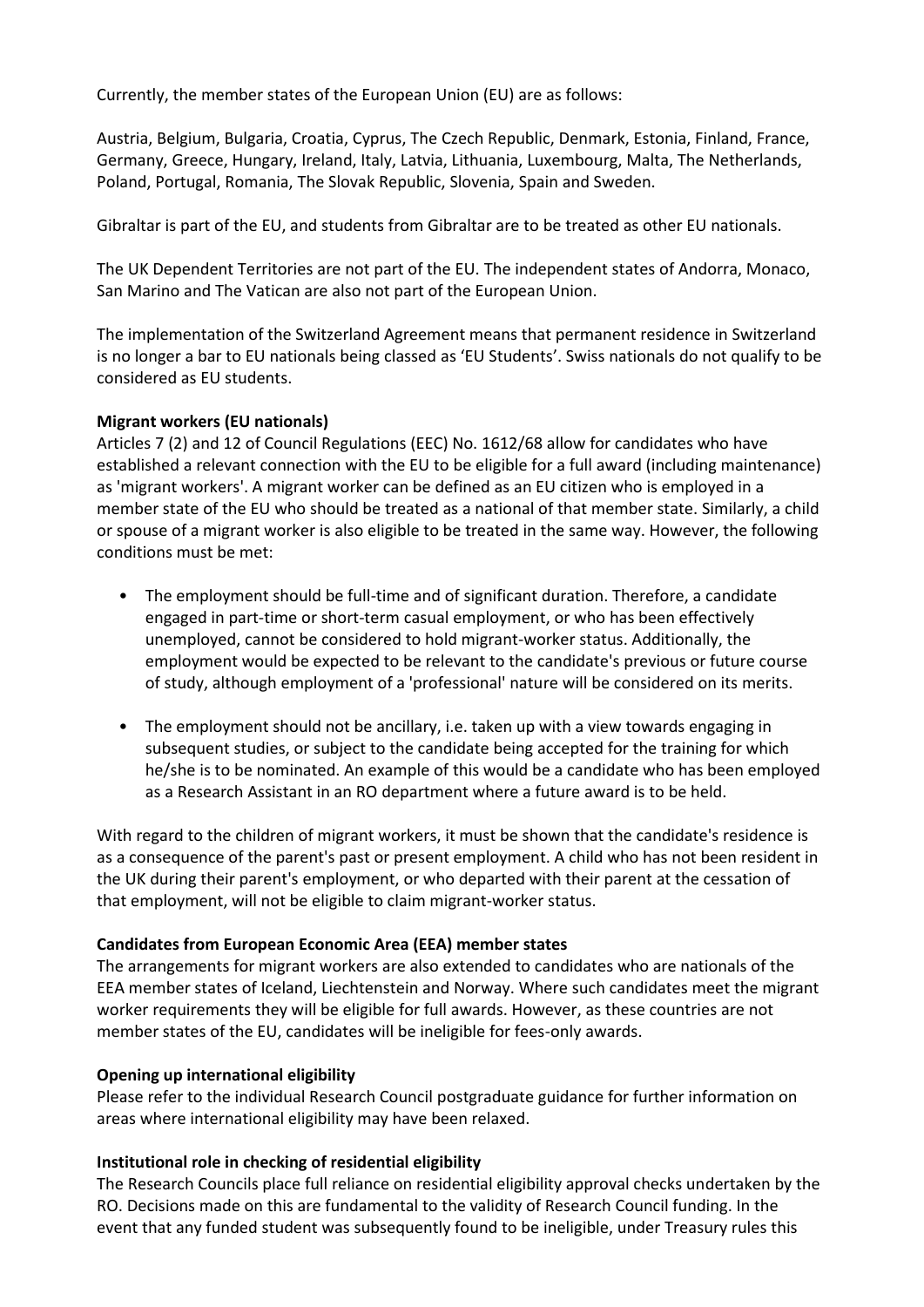Currently, the member states of the European Union (EU) are as follows:

Austria, Belgium, Bulgaria, Croatia, Cyprus, The Czech Republic, Denmark, Estonia, Finland, France, Germany, Greece, Hungary, Ireland, Italy, Latvia, Lithuania, Luxembourg, Malta, The Netherlands, Poland, Portugal, Romania, The Slovak Republic, Slovenia, Spain and Sweden.

Gibraltar is part of the EU, and students from Gibraltar are to be treated as other EU nationals.

The UK Dependent Territories are not part of the EU. The independent states of Andorra, Monaco, San Marino and The Vatican are also not part of the European Union.

The implementation of the Switzerland Agreement means that permanent residence in Switzerland is no longer a bar to EU nationals being classed as 'EU Students'. Swiss nationals do not qualify to be considered as EU students.

**Migrant workers (EU nationals)**

Articles 7 (2) and 12 of Council Regulations (EEC) No. 1612/68 allow for candidates who have established a relevant connection with the EU to be eligible for a full award (including maintenance) as 'migrant workers'. A migrant worker can be defined as an EU citizen who is employed in a member state of the EU who should be treated as a national of that member state. Similarly, a child or spouse of a migrant worker is also eligible to be treated in the same way. However, the following conditions must be met:

- The employment should be full-time and of significant duration. Therefore, a candidate engaged in part-time or short-term casual employment, or who has been effectively unemployed, cannot be considered to hold migrant-worker status. Additionally, the employment would be expected to be relevant to the candidate's previous or future course of study, although employment of a 'professional' nature will be considered on its merits.

- The employment should not be ancillary, i.e. taken up with a view towards engaging in subsequent studies, or subject to the candidate being accepted for the training for which he/she is to be nominated. An example of this would be a candidate who has been employed as a Research Assistant in an RO department where a future award is to be held.

With regard to the children of migrant workers, it must be shown that the candidate's residence is as a consequence of the parent's past or present employment. A child who has not been resident in the UK during their parent's employment, or who departed with their parent at the cessation of that employment, will not be eligible to claim migrant-worker status.

**Candidates from European Economic Area (EEA) member states**

The arrangements for migrant workers are also extended to candidates who are nationals of the EEA member states of Iceland, Liechtenstein and Norway. Where such candidates meet the migrant worker requirements they will be eligible for full awards. However, as these countries are not member states of the EU, candidates will be ineligible for fees-only awards.

**Opening up international eligibility**

Please refer to the individual Research Council postgraduate guidance for further information on areas where international eligibility may have been relaxed.

**Institutional role in checking of residential eligibility**

The Research Councils place full reliance on residential eligibility approval checks undertaken by the RO. Decisions made on this are fundamental to the validity of Research Council funding. In the event that any funded student was subsequently found to be ineligible, under Treasury rules this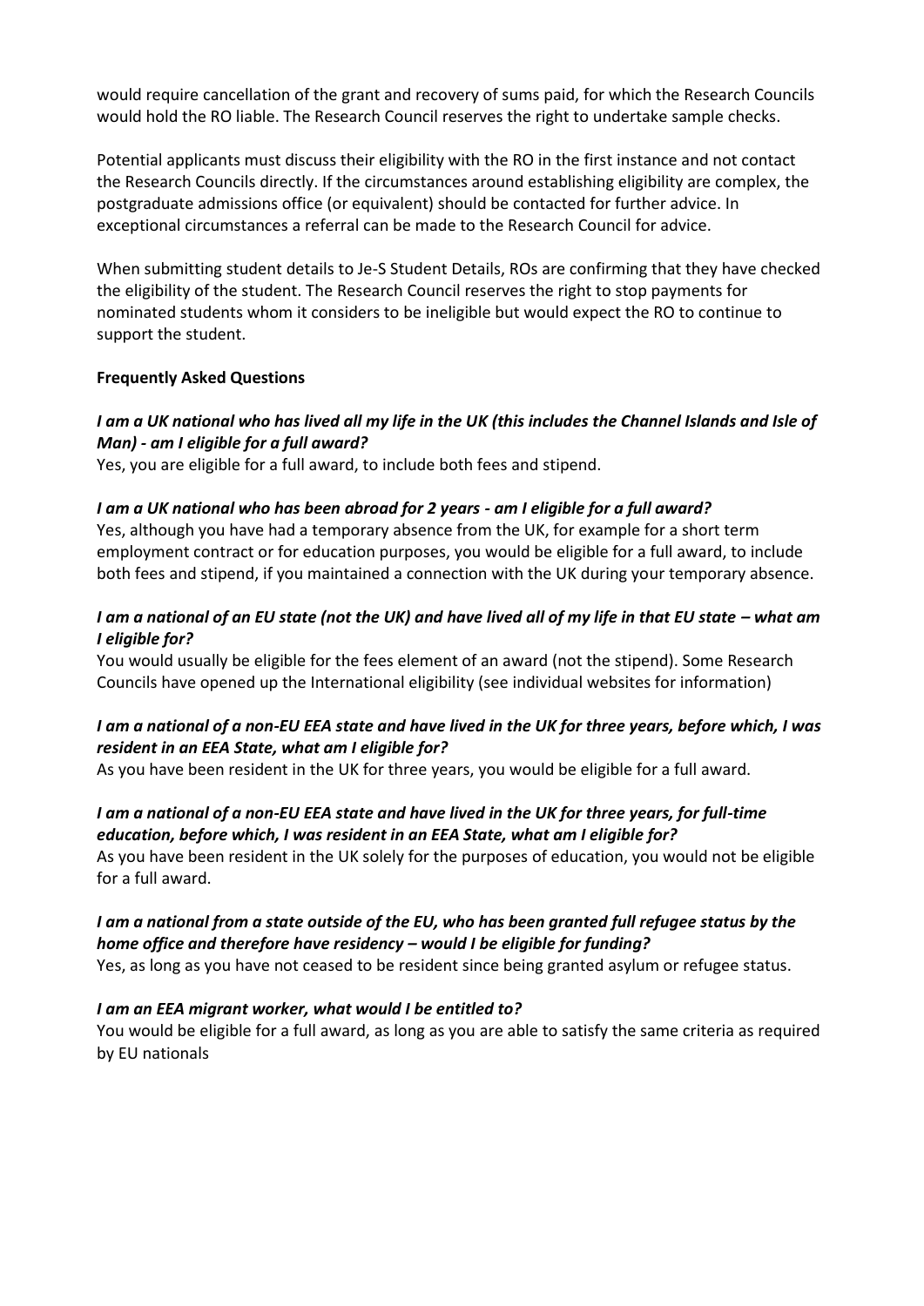would require cancellation of the grant and recovery of sums paid, for which the Research Councils would hold the RO liable. The Research Council reserves the right to undertake sample checks.

Potential applicants must discuss their eligibility with the RO in the first instance and not contact the Research Councils directly. If the circumstances around establishing eligibility are complex, the postgraduate admissions office (or equivalent) should be contacted for further advice. In exceptional circumstances a referral can be made to the Research Council for advice.

When submitting student details to Je-S Student Details, ROs are confirming that they have checked the eligibility of the student. The Research Council reserves the right to stop payments for nominated students whom it considers to be ineligible but would expect the RO to continue to support the student.

**Frequently Asked Questions**

***I am a UK national who has lived all my life in the UK (this includes the Channel Islands and Isle of Man) - am I eligible for a full award?***

Yes, you are eligible for a full award, to include both fees and stipend.

***I am a UK national who has been abroad for 2 years - am I eligible for a full award?***

Yes, although you have had a temporary absence from the UK, for example for a short term employment contract or for education purposes, you would be eligible for a full award, to include both fees and stipend, if you maintained a connection with the UK during your temporary absence.

***I am a national of an EU state (not the UK) and have lived all of my life in that EU state – what am I eligible for?***

You would usually be eligible for the fees element of an award (not the stipend). Some Research Councils have opened up the International eligibility (see individual websites for information)

***I am a national of a non-EU EEA state and have lived in the UK for three years, before which, I was resident in an EEA State, what am I eligible for?***

As you have been resident in the UK for three years, you would be eligible for a full award.

***I am a national of a non-EU EEA state and have lived in the UK for three years, for full-time education, before which, I was resident in an EEA State, what am I eligible for?***

As you have been resident in the UK solely for the purposes of education, you would not be eligible for a full award.

***I am a national from a state outside of the EU, who has been granted full refugee status by the home office and therefore have residency – would I be eligible for funding?***

Yes, as long as you have not ceased to be resident since being granted asylum or refugee status.

***I am an EEA migrant worker, what would I be entitled to?***

You would be eligible for a full award, as long as you are able to satisfy the same criteria as required by EU nationals